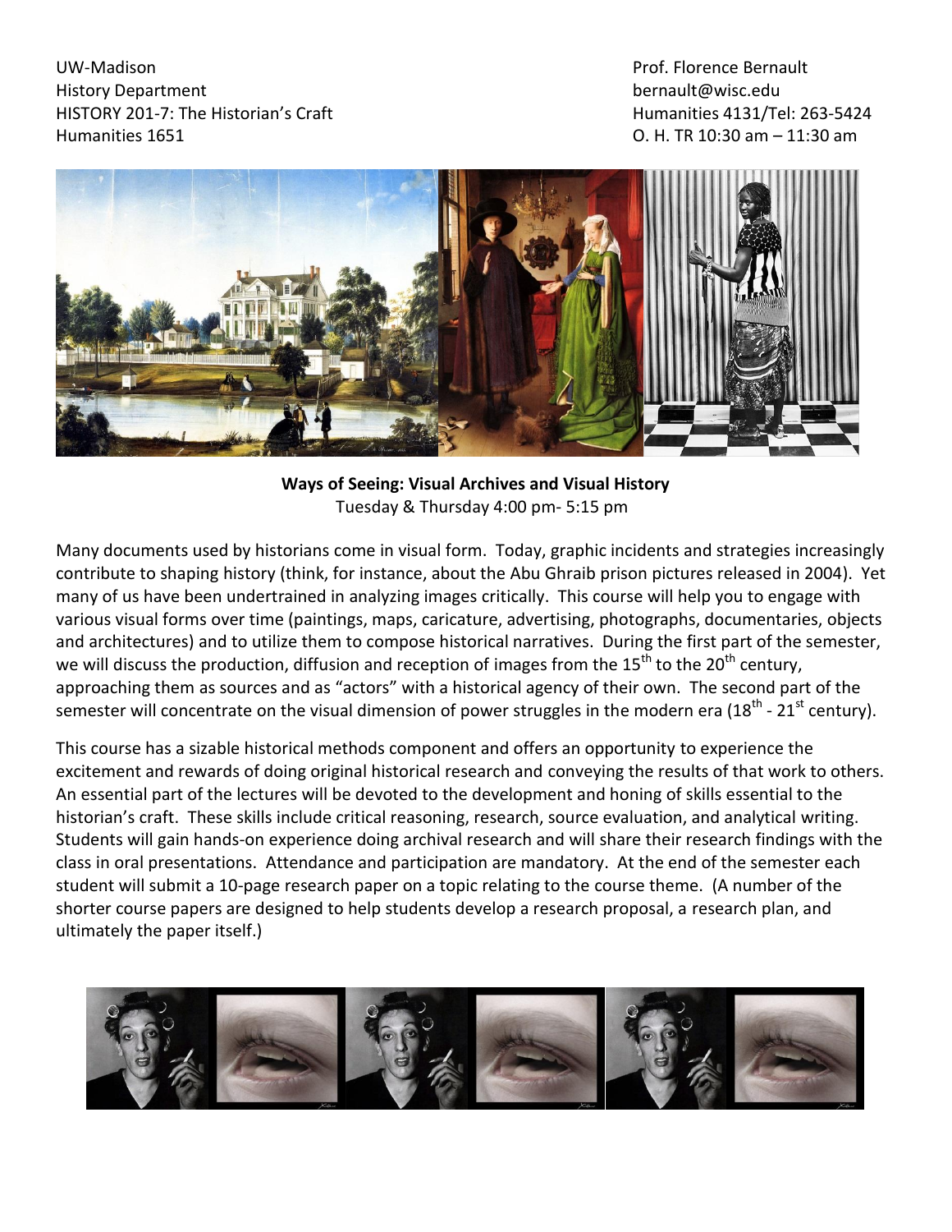UW-Madison
History Department
HISTORY 201-7: The Historian's Craft
Humanities 1651

Prof. Florence Bernault
bernault@wisc.edu
Humanities 4131/Tel: 263-5424
O. H. TR 10:30 am – 11:30 am

**Ways of Seeing: Visual Archives and Visual History**
Tuesday & Thursday 4:00 pm- 5:15 pm

Many documents used by historians come in visual form. Today, graphic incidents and strategies increasingly contribute to shaping history (think, for instance, about the Abu Ghraib prison pictures released in 2004). Yet many of us have been undertrained in analyzing images critically. This course will help you to engage with various visual forms over time (paintings, maps, caricature, advertising, photographs, documentaries, objects and architectures) and to utilize them to compose historical narratives. During the first part of the semester, we will discuss the production, diffusion and reception of images from the 15th to the 20th century, approaching them as sources and as "actors" with a historical agency of their own. The second part of the semester will concentrate on the visual dimension of power struggles in the modern era (18th - 21st century).

This course has a sizable historical methods component and offers an opportunity to experience the excitement and rewards of doing original historical research and conveying the results of that work to others. An essential part of the lectures will be devoted to the development and honing of skills essential to the historian's craft. These skills include critical reasoning, research, source evaluation, and analytical writing. Students will gain hands-on experience doing archival research and will share their research findings with the class in oral presentations. Attendance and participation are mandatory. At the end of the semester each student will submit a 10-page research paper on a topic relating to the course theme. (A number of the shorter course papers are designed to help students develop a research proposal, a research plan, and ultimately the paper itself.)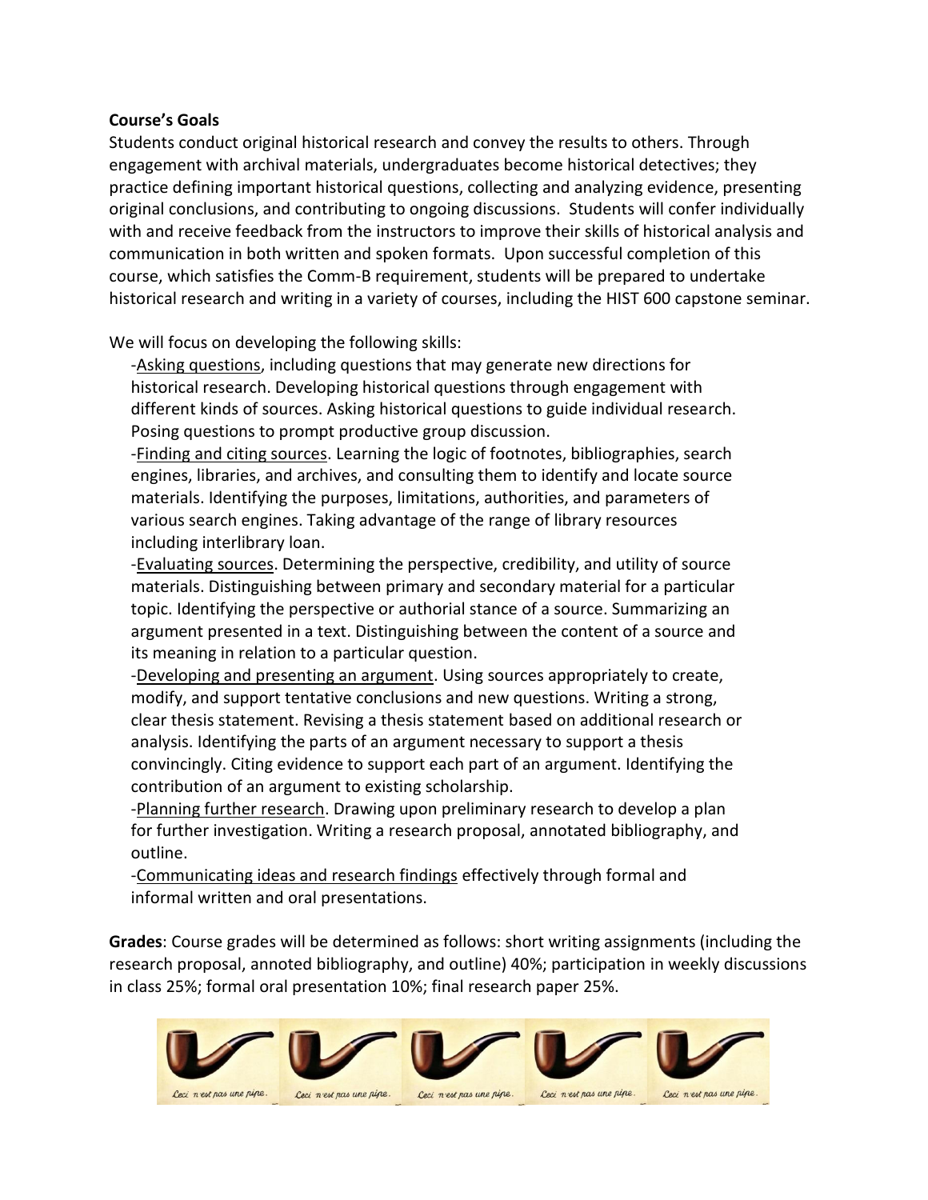**Course's Goals**

Students conduct original historical research and convey the results to others. Through engagement with archival materials, undergraduates become historical detectives; they practice defining important historical questions, collecting and analyzing evidence, presenting original conclusions, and contributing to ongoing discussions. Students will confer individually with and receive feedback from the instructors to improve their skills of historical analysis and communication in both written and spoken formats. Upon successful completion of this course, which satisfies the Comm-B requirement, students will be prepared to undertake historical research and writing in a variety of courses, including the HIST 600 capstone seminar.

We will focus on developing the following skills:

- <u>Asking questions</u>, including questions that may generate new directions for historical research. Developing historical questions through engagement with different kinds of sources. Asking historical questions to guide individual research. Posing questions to prompt productive group discussion.
- <u>Finding and citing sources</u>. Learning the logic of footnotes, bibliographies, search engines, libraries, and archives, and consulting them to identify and locate source materials. Identifying the purposes, limitations, authorities, and parameters of various search engines. Taking advantage of the range of library resources including interlibrary loan.
- <u>Evaluating sources</u>. Determining the perspective, credibility, and utility of source materials. Distinguishing between primary and secondary material for a particular topic. Identifying the perspective or authorial stance of a source. Summarizing an argument presented in a text. Distinguishing between the content of a source and its meaning in relation to a particular question.
- <u>Developing and presenting an argument</u>. Using sources appropriately to create, modify, and support tentative conclusions and new questions. Writing a strong, clear thesis statement. Revising a thesis statement based on additional research or analysis. Identifying the parts of an argument necessary to support a thesis convincingly. Citing evidence to support each part of an argument. Identifying the contribution of an argument to existing scholarship.
- <u>Planning further research</u>. Drawing upon preliminary research to develop a plan for further investigation. Writing a research proposal, annotated bibliography, and outline.
- <u>Communicating ideas and research findings</u> effectively through formal and informal written and oral presentations.

**Grades**: Course grades will be determined as follows: short writing assignments (including the research proposal, annoted bibliography, and outline) 40%; participation in weekly discussions in class 25%; formal oral presentation 10%; final research paper 25%.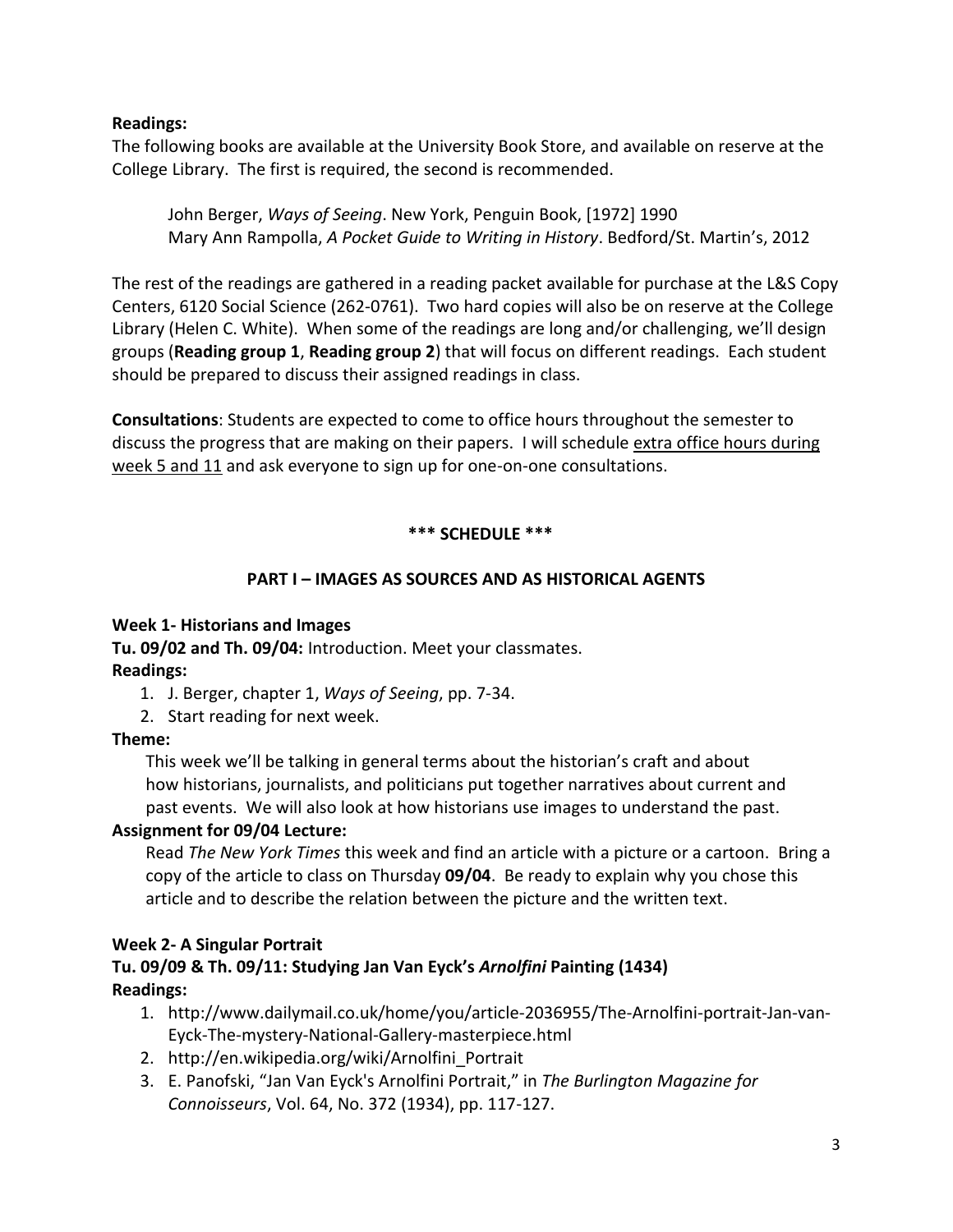**Readings:**
The following books are available at the University Book Store, and available on reserve at the College Library. The first is required, the second is recommended.

John Berger, *Ways of Seeing*. New York, Penguin Book, [1972] 1990
Mary Ann Rampolla, *A Pocket Guide to Writing in History*. Bedford/St. Martin's, 2012

The rest of the readings are gathered in a reading packet available for purchase at the L&S Copy Centers, 6120 Social Science (262-0761). Two hard copies will also be on reserve at the College Library (Helen C. White). When some of the readings are long and/or challenging, we'll design groups (**Reading group 1**, **Reading group 2**) that will focus on different readings. Each student should be prepared to discuss their assigned readings in class.

**Consultations**: Students are expected to come to office hours throughout the semester to discuss the progress that are making on their papers. I will schedule <u>extra office hours during week 5 and 11</u> and ask everyone to sign up for one-on-one consultations.

**\*\*\* SCHEDULE \*\*\***

## PART I – IMAGES AS SOURCES AND AS HISTORICAL AGENTS

### Week 1- Historians and Images

**Tu. 09/02 and Th. 09/04:** Introduction. Meet your classmates.

**Readings:**

1. J. Berger, chapter 1, *Ways of Seeing*, pp. 7-34.
2. Start reading for next week.

**Theme:**

This week we'll be talking in general terms about the historian's craft and about how historians, journalists, and politicians put together narratives about current and past events. We will also look at how historians use images to understand the past.

**Assignment for 09/04 Lecture:**

Read *The New York Times* this week and find an article with a picture or a cartoon. Bring a copy of the article to class on Thursday **09/04**. Be ready to explain why you chose this article and to describe the relation between the picture and the written text.

### Week 2- A Singular Portrait

**Tu. 09/09 & Th. 09/11: Studying Jan Van Eyck's *Arnolfini* Painting (1434)**

**Readings:**

1. http://www.dailymail.co.uk/home/you/article-2036955/The-Arnolfini-portrait-Jan-van-Eyck-The-mystery-National-Gallery-masterpiece.html
2. http://en.wikipedia.org/wiki/Arnolfini_Portrait
3. E. Panofski, "Jan Van Eyck's Arnolfini Portrait," in *The Burlington Magazine for Connoisseurs*, Vol. 64, No. 372 (1934), pp. 117-127.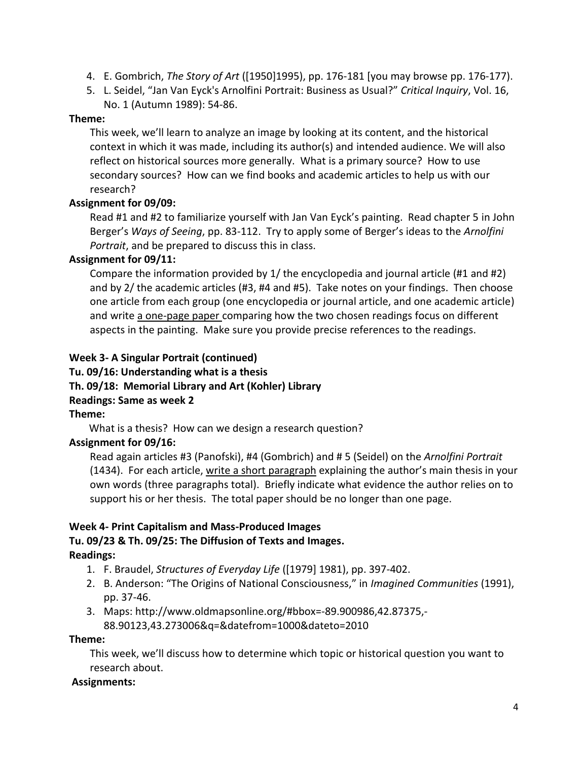4. E. Gombrich, *The Story of Art* ([1950]1995), pp. 176-181 [you may browse pp. 176-177).
5. L. Seidel, "Jan Van Eyck's Arnolfini Portrait: Business as Usual?" *Critical Inquiry*, Vol. 16, No. 1 (Autumn 1989): 54-86.

**Theme:**

This week, we'll learn to analyze an image by looking at its content, and the historical context in which it was made, including its author(s) and intended audience. We will also reflect on historical sources more generally. What is a primary source? How to use secondary sources? How can we find books and academic articles to help us with our research?

**Assignment for 09/09:**

Read #1 and #2 to familiarize yourself with Jan Van Eyck's painting. Read chapter 5 in John Berger's *Ways of Seeing*, pp. 83-112. Try to apply some of Berger's ideas to the *Arnolfini Portrait*, and be prepared to discuss this in class.

**Assignment for 09/11:**

Compare the information provided by 1/ the encyclopedia and journal article (#1 and #2) and by 2/ the academic articles (#3, #4 and #5). Take notes on your findings. Then choose one article from each group (one encyclopedia or journal article, and one academic article) and write <u>a one-page paper</u> comparing how the two chosen readings focus on different aspects in the painting. Make sure you provide precise references to the readings.

**Week 3- A Singular Portrait (continued)**

**Tu. 09/16: Understanding what is a thesis**

**Th. 09/18: Memorial Library and Art (Kohler) Library**

**Readings: Same as week 2**

**Theme:**

What is a thesis? How can we design a research question?

**Assignment for 09/16:**

Read again articles #3 (Panofski), #4 (Gombrich) and # 5 (Seidel) on the *Arnolfini Portrait* (1434). For each article, <u>write a short paragraph</u> explaining the author's main thesis in your own words (three paragraphs total). Briefly indicate what evidence the author relies on to support his or her thesis. The total paper should be no longer than one page.

**Week 4- Print Capitalism and Mass-Produced Images**

**Tu. 09/23 & Th. 09/25: The Diffusion of Texts and Images.**

**Readings:**

1. F. Braudel, *Structures of Everyday Life* ([1979] 1981), pp. 397-402.
2. B. Anderson: "The Origins of National Consciousness," in *Imagined Communities* (1991), pp. 37-46.
3. Maps: http://www.oldmapsonline.org/#bbox=-89.900986,42.87375,-88.90123,43.273006&q=&datefrom=1000&dateto=2010

**Theme:**

This week, we'll discuss how to determine which topic or historical question you want to research about.

**Assignments:**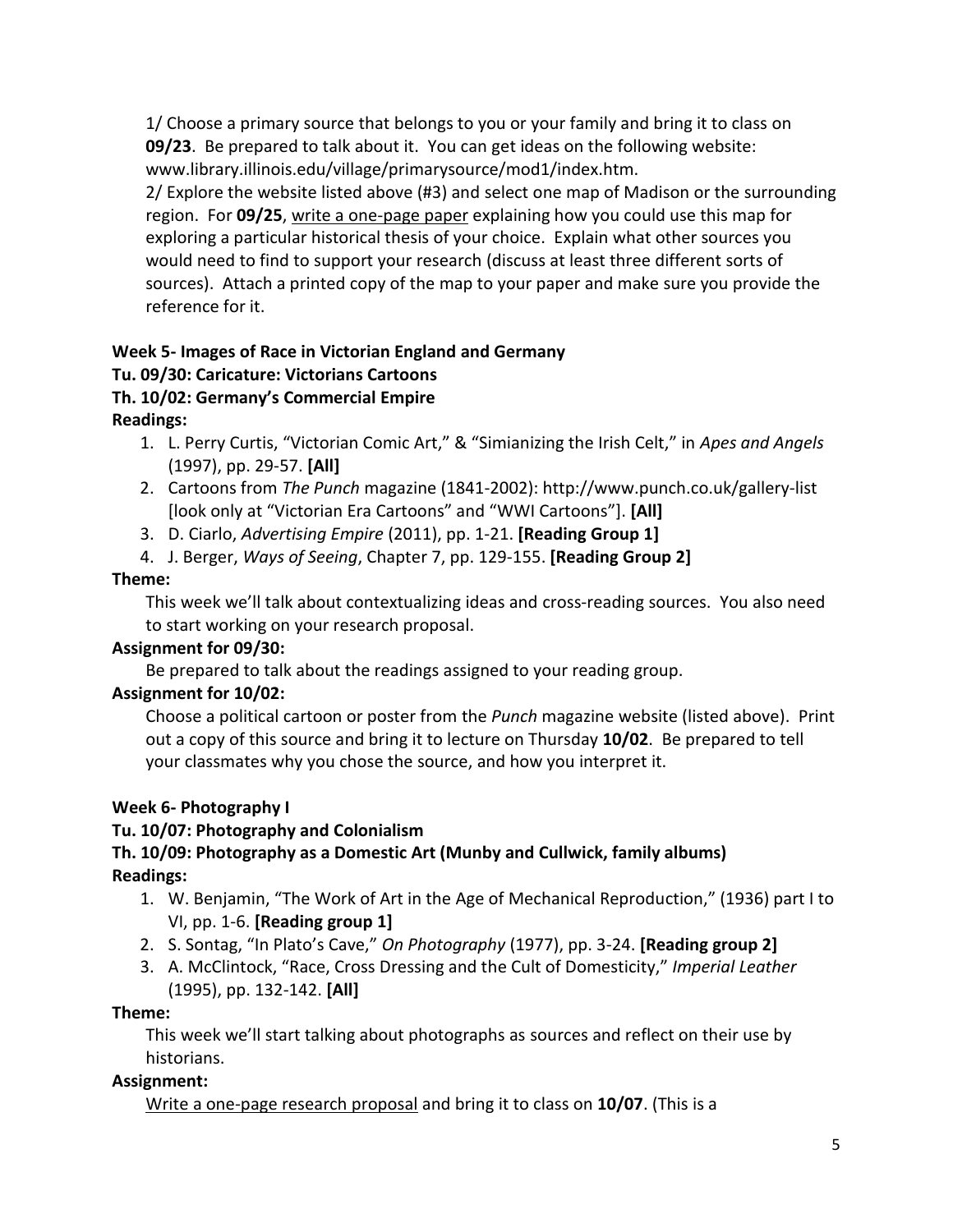1/ Choose a primary source that belongs to you or your family and bring it to class on **09/23**. Be prepared to talk about it. You can get ideas on the following website: www.library.illinois.edu/village/primarysource/mod1/index.htm.

2/ Explore the website listed above (#3) and select one map of Madison or the surrounding region. For **09/25**, <u>write a one-page paper</u> explaining how you could use this map for exploring a particular historical thesis of your choice. Explain what other sources you would need to find to support your research (discuss at least three different sorts of sources). Attach a printed copy of the map to your paper and make sure you provide the reference for it.

**Week 5- Images of Race in Victorian England and Germany**

**Tu. 09/30: Caricature: Victorians Cartoons**

**Th. 10/02: Germany's Commercial Empire**

**Readings:**

1. L. Perry Curtis, "Victorian Comic Art," & "Simianizing the Irish Celt," in *Apes and Angels* (1997), pp. 29-57. **[All]**
2. Cartoons from *The Punch* magazine (1841-2002): http://www.punch.co.uk/gallery-list [look only at "Victorian Era Cartoons" and "WWI Cartoons"]. **[All]**
3. D. Ciarlo, *Advertising Empire* (2011), pp. 1-21. **[Reading Group 1]**
4. J. Berger, *Ways of Seeing*, Chapter 7, pp. 129-155. **[Reading Group 2]**

**Theme:**

This week we'll talk about contextualizing ideas and cross-reading sources. You also need to start working on your research proposal.

**Assignment for 09/30:**

Be prepared to talk about the readings assigned to your reading group.

**Assignment for 10/02:**

Choose a political cartoon or poster from the *Punch* magazine website (listed above). Print out a copy of this source and bring it to lecture on Thursday **10/02**. Be prepared to tell your classmates why you chose the source, and how you interpret it.

**Week 6- Photography I**

**Tu. 10/07: Photography and Colonialism**

**Th. 10/09: Photography as a Domestic Art (Munby and Cullwick, family albums)**

**Readings:**

1. W. Benjamin, "The Work of Art in the Age of Mechanical Reproduction," (1936) part I to VI, pp. 1-6. **[Reading group 1]**
2. S. Sontag, "In Plato's Cave," *On Photography* (1977), pp. 3-24. **[Reading group 2]**
3. A. McClintock, "Race, Cross Dressing and the Cult of Domesticity," *Imperial Leather* (1995), pp. 132-142. **[All]**

**Theme:**

This week we'll start talking about photographs as sources and reflect on their use by historians.

**Assignment:**

<u>Write a one-page research proposal</u> and bring it to class on **10/07**. (This is a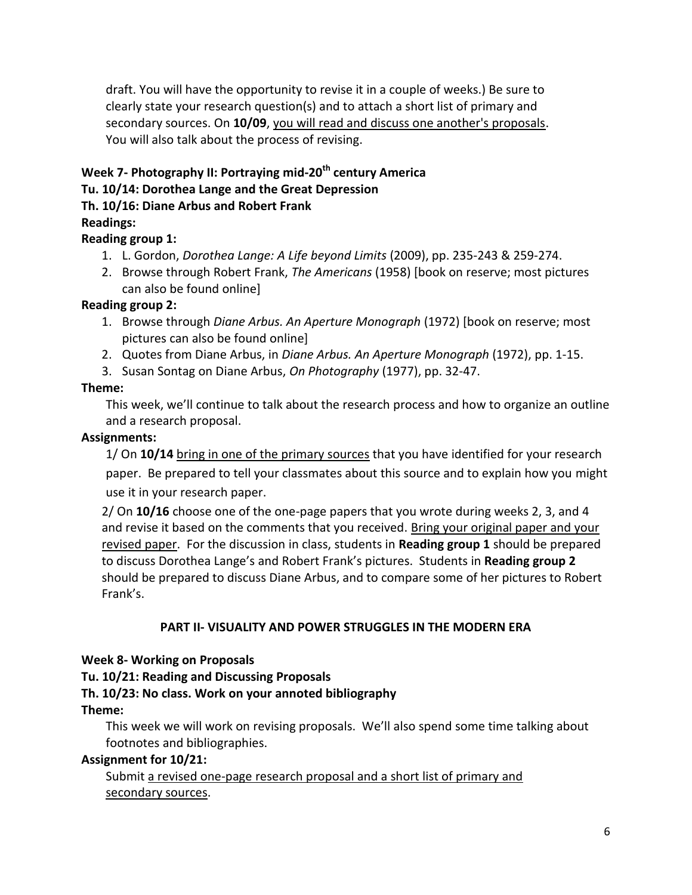draft. You will have the opportunity to revise it in a couple of weeks.) Be sure to clearly state your research question(s) and to attach a short list of primary and secondary sources. On **10/09**, you will read and discuss one another's proposals. You will also talk about the process of revising.

**Week 7- Photography II: Portraying mid-20th century America**

**Tu. 10/14: Dorothea Lange and the Great Depression**

**Th. 10/16: Diane Arbus and Robert Frank**

**Readings:**

**Reading group 1:**

1. L. Gordon, *Dorothea Lange: A Life beyond Limits* (2009), pp. 235-243 & 259-274.
2. Browse through Robert Frank, *The Americans* (1958) [book on reserve; most pictures can also be found online]

**Reading group 2:**

1. Browse through *Diane Arbus. An Aperture Monograph* (1972) [book on reserve; most pictures can also be found online]
2. Quotes from Diane Arbus, in *Diane Arbus. An Aperture Monograph* (1972), pp. 1-15.
3. Susan Sontag on Diane Arbus, *On Photography* (1977), pp. 32-47.

**Theme:**

This week, we'll continue to talk about the research process and how to organize an outline and a research proposal.

**Assignments:**

1/ On **10/14** bring in one of the primary sources that you have identified for your research paper. Be prepared to tell your classmates about this source and to explain how you might use it in your research paper.

2/ On **10/16** choose one of the one-page papers that you wrote during weeks 2, 3, and 4 and revise it based on the comments that you received. Bring your original paper and your revised paper. For the discussion in class, students in **Reading group 1** should be prepared to discuss Dorothea Lange's and Robert Frank's pictures. Students in **Reading group 2** should be prepared to discuss Diane Arbus, and to compare some of her pictures to Robert Frank's.

## PART II- VISUALITY AND POWER STRUGGLES IN THE MODERN ERA

**Week 8- Working on Proposals**

**Tu. 10/21: Reading and Discussing Proposals**

**Th. 10/23: No class. Work on your annoted bibliography**

**Theme:**

This week we will work on revising proposals. We'll also spend some time talking about footnotes and bibliographies.

**Assignment for 10/21:**

Submit a revised one-page research proposal and a short list of primary and secondary sources.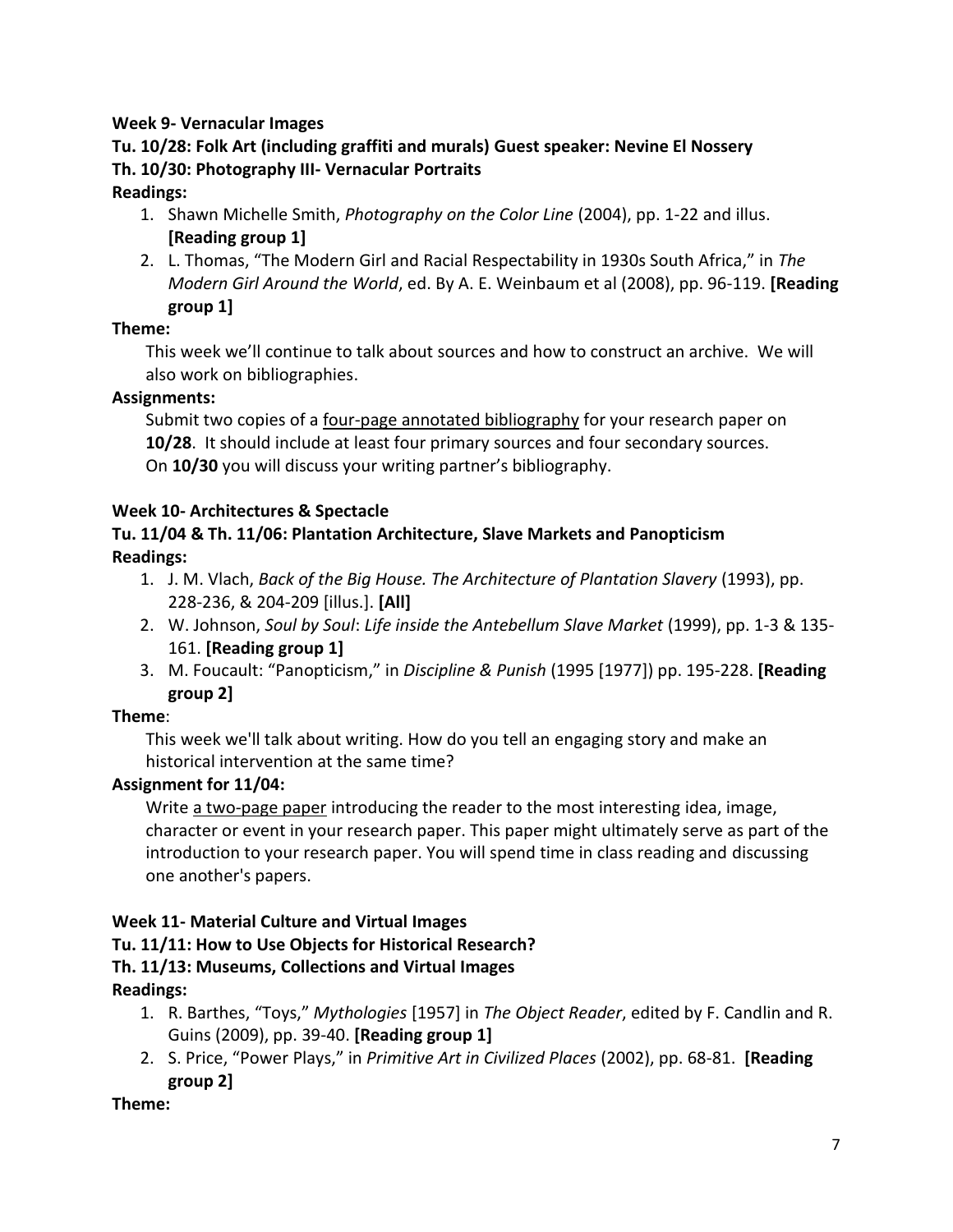**Week 9- Vernacular Images**

**Tu. 10/28: Folk Art (including graffiti and murals) Guest speaker: Nevine El Nossery**

**Th. 10/30: Photography III- Vernacular Portraits**

**Readings:**

1. Shawn Michelle Smith, *Photography on the Color Line* (2004), pp. 1-22 and illus. **[Reading group 1]**
2. L. Thomas, "The Modern Girl and Racial Respectability in 1930s South Africa," in *The Modern Girl Around the World*, ed. By A. E. Weinbaum et al (2008), pp. 96-119. **[Reading group 1]**

**Theme:**

This week we'll continue to talk about sources and how to construct an archive. We will also work on bibliographies.

**Assignments:**

Submit two copies of a <u>four-page annotated bibliography</u> for your research paper on **10/28**. It should include at least four primary sources and four secondary sources. On **10/30** you will discuss your writing partner's bibliography.

**Week 10- Architectures & Spectacle**

**Tu. 11/04 & Th. 11/06: Plantation Architecture, Slave Markets and Panopticism**

**Readings:**

1. J. M. Vlach, *Back of the Big House. The Architecture of Plantation Slavery* (1993), pp. 228-236, & 204-209 [illus.]. **[All]**
2. W. Johnson, *Soul by Soul*: *Life inside the Antebellum Slave Market* (1999), pp. 1-3 & 135-161. **[Reading group 1]**
3. M. Foucault: "Panopticism," in *Discipline & Punish* (1995 [1977]) pp. 195-228. **[Reading group 2]**

**Theme**:

This week we'll talk about writing. How do you tell an engaging story and make an historical intervention at the same time?

**Assignment for 11/04:**

Write <u>a two-page paper</u> introducing the reader to the most interesting idea, image, character or event in your research paper. This paper might ultimately serve as part of the introduction to your research paper. You will spend time in class reading and discussing one another's papers.

**Week 11- Material Culture and Virtual Images**

**Tu. 11/11: How to Use Objects for Historical Research?**

**Th. 11/13: Museums, Collections and Virtual Images**

**Readings:**

1. R. Barthes, "Toys," *Mythologies* [1957] in *The Object Reader*, edited by F. Candlin and R. Guins (2009), pp. 39-40. **[Reading group 1]**
2. S. Price, "Power Plays," in *Primitive Art in Civilized Places* (2002), pp. 68-81. **[Reading group 2]**

**Theme:**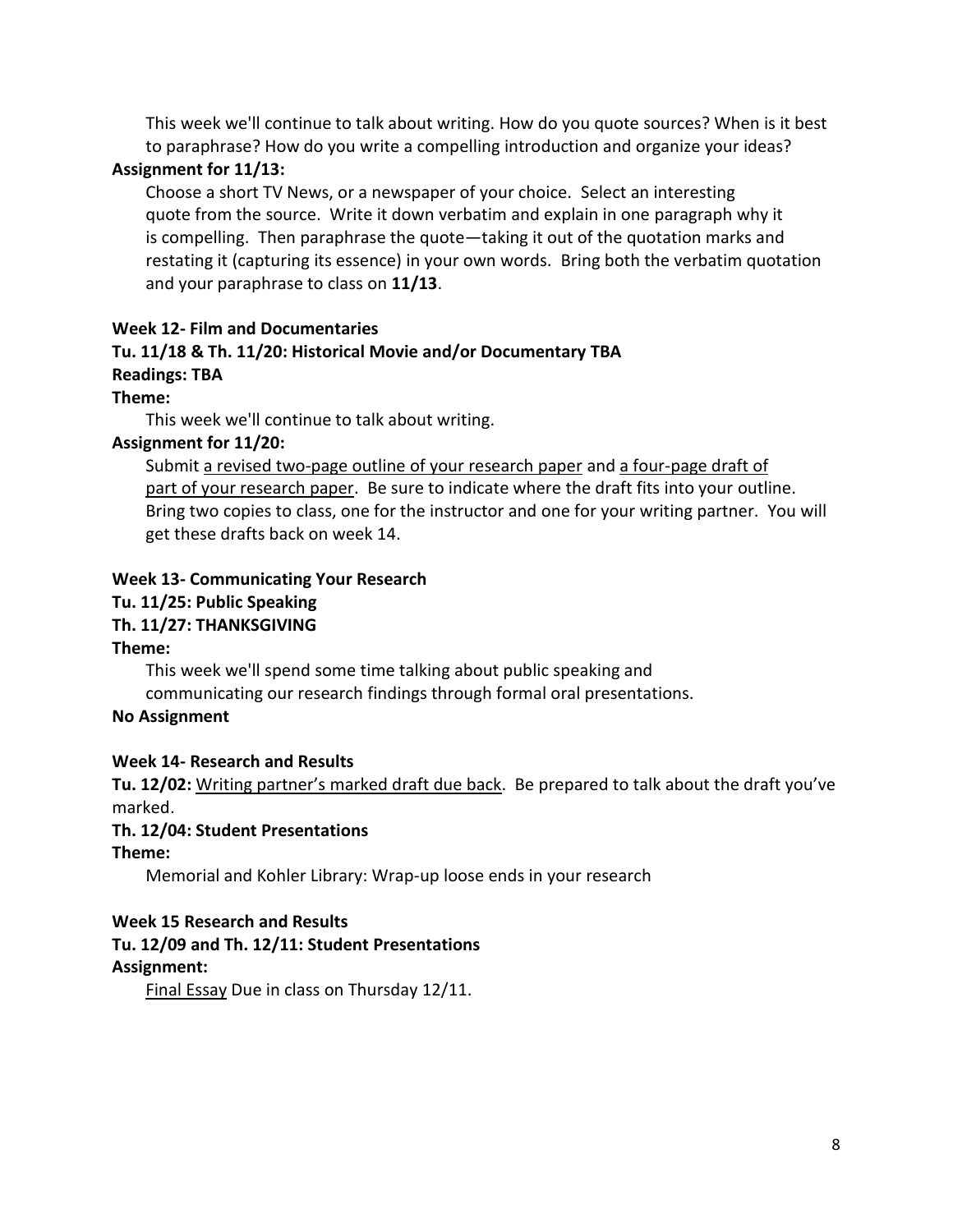This week we'll continue to talk about writing. How do you quote sources? When is it best to paraphrase? How do you write a compelling introduction and organize your ideas?

**Assignment for 11/13:**

Choose a short TV News, or a newspaper of your choice. Select an interesting quote from the source. Write it down verbatim and explain in one paragraph why it is compelling. Then paraphrase the quote—taking it out of the quotation marks and restating it (capturing its essence) in your own words. Bring both the verbatim quotation and your paraphrase to class on **11/13**.

**Week 12- Film and Documentaries**

**Tu. 11/18 & Th. 11/20: Historical Movie and/or Documentary TBA**

**Readings: TBA**

**Theme:**

This week we'll continue to talk about writing.

**Assignment for 11/20:**

Submit a revised two-page outline of your research paper and a four-page draft of part of your research paper. Be sure to indicate where the draft fits into your outline. Bring two copies to class, one for the instructor and one for your writing partner. You will get these drafts back on week 14.

**Week 13- Communicating Your Research**

**Tu. 11/25: Public Speaking**

**Th. 11/27: THANKSGIVING**

**Theme:**

This week we'll spend some time talking about public speaking and communicating our research findings through formal oral presentations.

**No Assignment**

**Week 14- Research and Results**

**Tu. 12/02:** Writing partner's marked draft due back. Be prepared to talk about the draft you've marked.

**Th. 12/04: Student Presentations**

**Theme:**

Memorial and Kohler Library: Wrap-up loose ends in your research

**Week 15 Research and Results**

**Tu. 12/09 and Th. 12/11: Student Presentations**

**Assignment:**

Final Essay Due in class on Thursday 12/11.